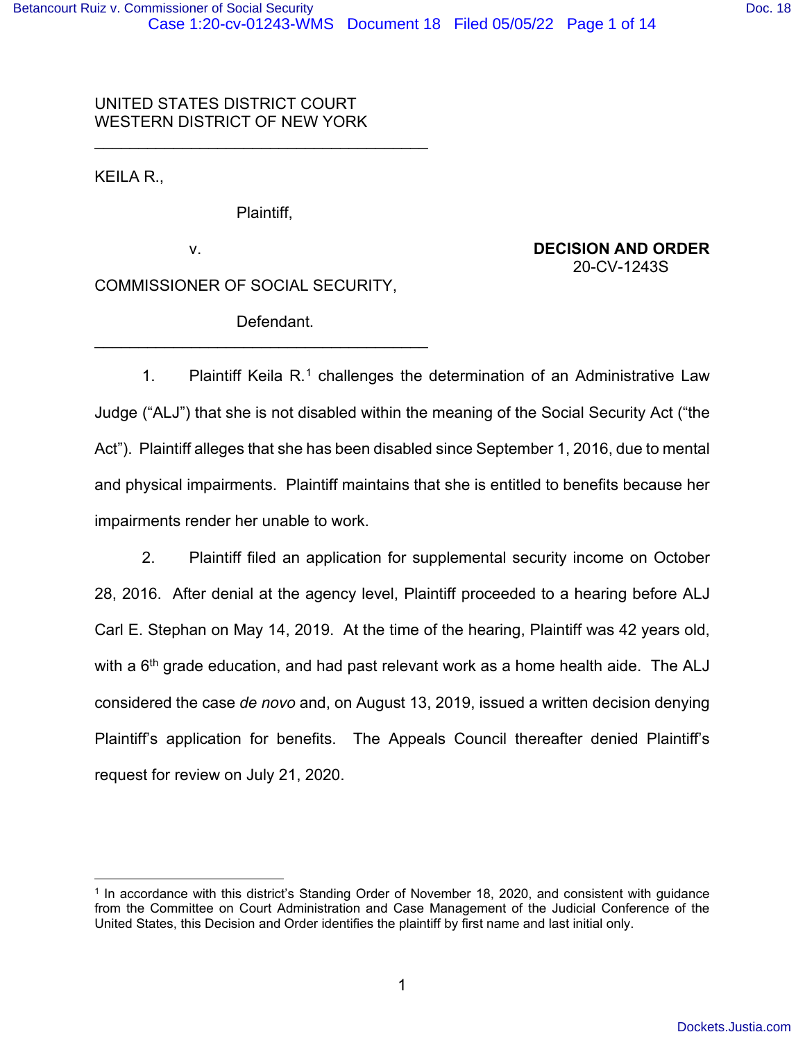UNITED STATES DISTRICT COURT
WESTERN DISTRICT OF NEW YORK

---

KEILA R.,

Plaintiff,

v.

**DECISION AND ORDER**
20-CV-1243S

COMMISSIONER OF SOCIAL SECURITY,

Defendant.

---

1. Plaintiff Keila R.[1] challenges the determination of an Administrative Law Judge ("ALJ") that she is not disabled within the meaning of the Social Security Act ("the Act"). Plaintiff alleges that she has been disabled since September 1, 2016, due to mental and physical impairments. Plaintiff maintains that she is entitled to benefits because her impairments render her unable to work.

2. Plaintiff filed an application for supplemental security income on October 28, 2016. After denial at the agency level, Plaintiff proceeded to a hearing before ALJ Carl E. Stephan on May 14, 2019. At the time of the hearing, Plaintiff was 42 years old, with a 6th grade education, and had past relevant work as a home health aide. The ALJ considered the case *de novo* and, on August 13, 2019, issued a written decision denying Plaintiff's application for benefits. The Appeals Council thereafter denied Plaintiff's request for review on July 21, 2020.

---

[1] In accordance with this district's Standing Order of November 18, 2020, and consistent with guidance from the Committee on Court Administration and Case Management of the Judicial Conference of the United States, this Decision and Order identifies the plaintiff by first name and last initial only.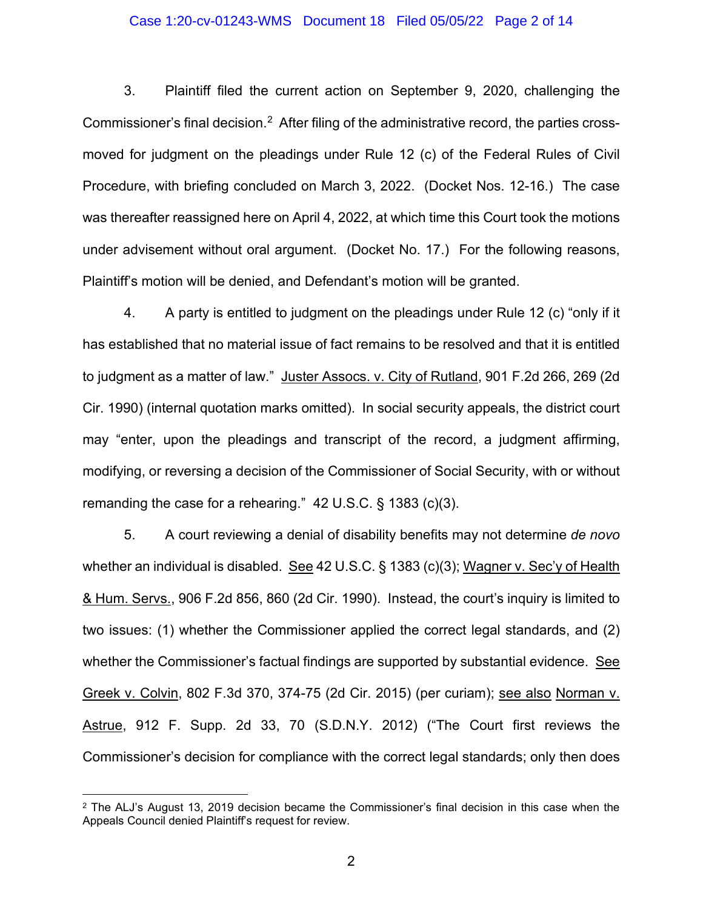3. Plaintiff filed the current action on September 9, 2020, challenging the Commissioner's final decision.[2] After filing of the administrative record, the parties cross-moved for judgment on the pleadings under Rule 12 (c) of the Federal Rules of Civil Procedure, with briefing concluded on March 3, 2022. (Docket Nos. 12-16.) The case was thereafter reassigned here on April 4, 2022, at which time this Court took the motions under advisement without oral argument. (Docket No. 17.) For the following reasons, Plaintiff's motion will be denied, and Defendant's motion will be granted.

4. A party is entitled to judgment on the pleadings under Rule 12 (c) "only if it has established that no material issue of fact remains to be resolved and that it is entitled to judgment as a matter of law." Juster Assocs. v. City of Rutland, 901 F.2d 266, 269 (2d Cir. 1990) (internal quotation marks omitted). In social security appeals, the district court may "enter, upon the pleadings and transcript of the record, a judgment affirming, modifying, or reversing a decision of the Commissioner of Social Security, with or without remanding the case for a rehearing." 42 U.S.C. § 1383 (c)(3).

5. A court reviewing a denial of disability benefits may not determine *de novo* whether an individual is disabled. See 42 U.S.C. § 1383 (c)(3); Wagner v. Sec'y of Health & Hum. Servs., 906 F.2d 856, 860 (2d Cir. 1990). Instead, the court's inquiry is limited to two issues: (1) whether the Commissioner applied the correct legal standards, and (2) whether the Commissioner's factual findings are supported by substantial evidence. See Greek v. Colvin, 802 F.3d 370, 374-75 (2d Cir. 2015) (per curiam); see also Norman v. Astrue, 912 F. Supp. 2d 33, 70 (S.D.N.Y. 2012) ("The Court first reviews the Commissioner's decision for compliance with the correct legal standards; only then does

[2] The ALJ's August 13, 2019 decision became the Commissioner's final decision in this case when the Appeals Council denied Plaintiff's request for review.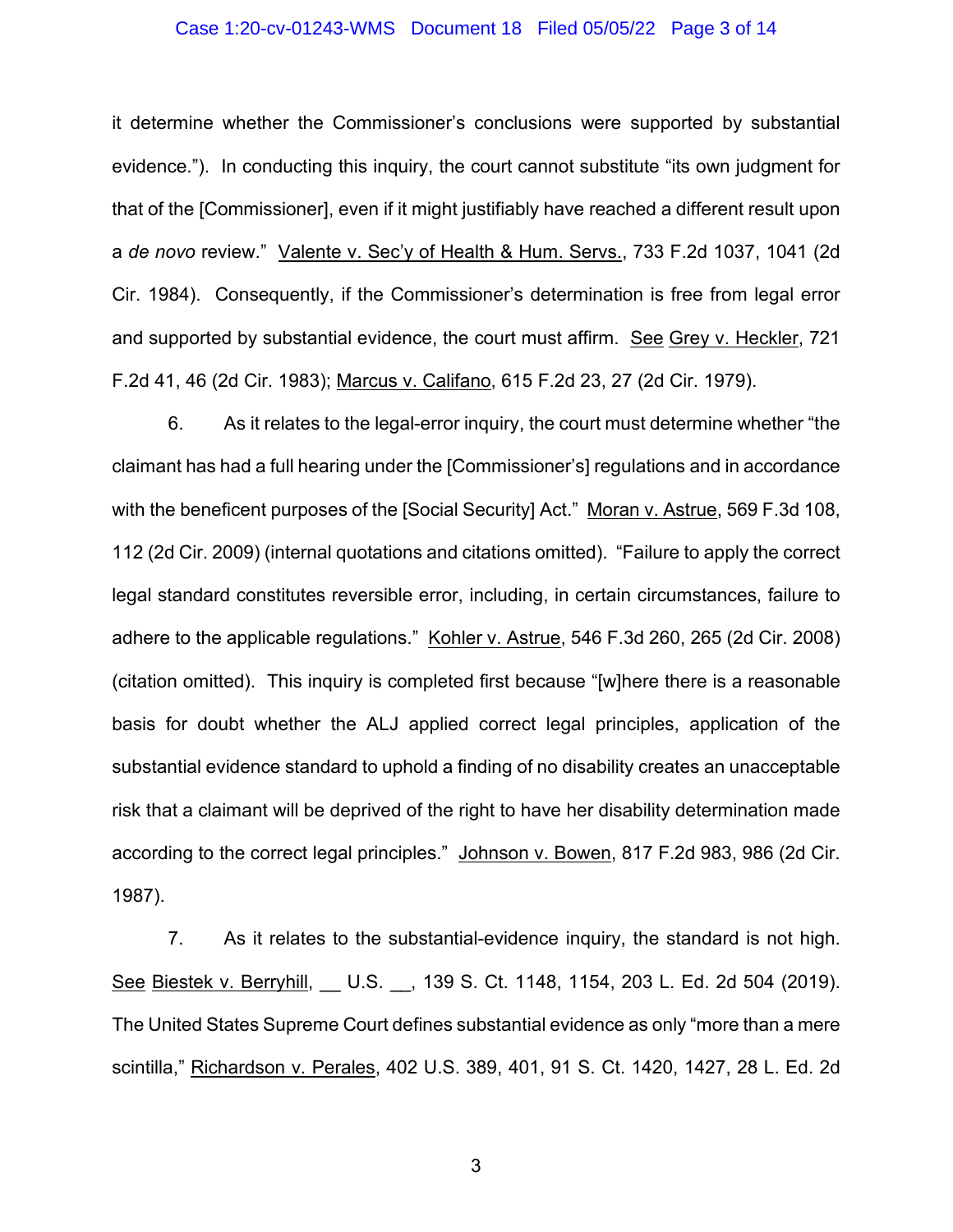it determine whether the Commissioner's conclusions were supported by substantial evidence."). In conducting this inquiry, the court cannot substitute "its own judgment for that of the [Commissioner], even if it might justifiably have reached a different result upon a *de novo* review." Valente v. Sec'y of Health & Hum. Servs., 733 F.2d 1037, 1041 (2d Cir. 1984). Consequently, if the Commissioner's determination is free from legal error and supported by substantial evidence, the court must affirm. See Grey v. Heckler, 721 F.2d 41, 46 (2d Cir. 1983); Marcus v. Califano, 615 F.2d 23, 27 (2d Cir. 1979).

6. As it relates to the legal-error inquiry, the court must determine whether "the claimant has had a full hearing under the [Commissioner's] regulations and in accordance with the beneficent purposes of the [Social Security] Act." Moran v. Astrue, 569 F.3d 108, 112 (2d Cir. 2009) (internal quotations and citations omitted). "Failure to apply the correct legal standard constitutes reversible error, including, in certain circumstances, failure to adhere to the applicable regulations." Kohler v. Astrue, 546 F.3d 260, 265 (2d Cir. 2008) (citation omitted). This inquiry is completed first because "[w]here there is a reasonable basis for doubt whether the ALJ applied correct legal principles, application of the substantial evidence standard to uphold a finding of no disability creates an unacceptable risk that a claimant will be deprived of the right to have her disability determination made according to the correct legal principles." Johnson v. Bowen, 817 F.2d 983, 986 (2d Cir. 1987).

7. As it relates to the substantial-evidence inquiry, the standard is not high. See Biestek v. Berryhill, __ U.S. __, 139 S. Ct. 1148, 1154, 203 L. Ed. 2d 504 (2019). The United States Supreme Court defines substantial evidence as only "more than a mere scintilla," Richardson v. Perales, 402 U.S. 389, 401, 91 S. Ct. 1420, 1427, 28 L. Ed. 2d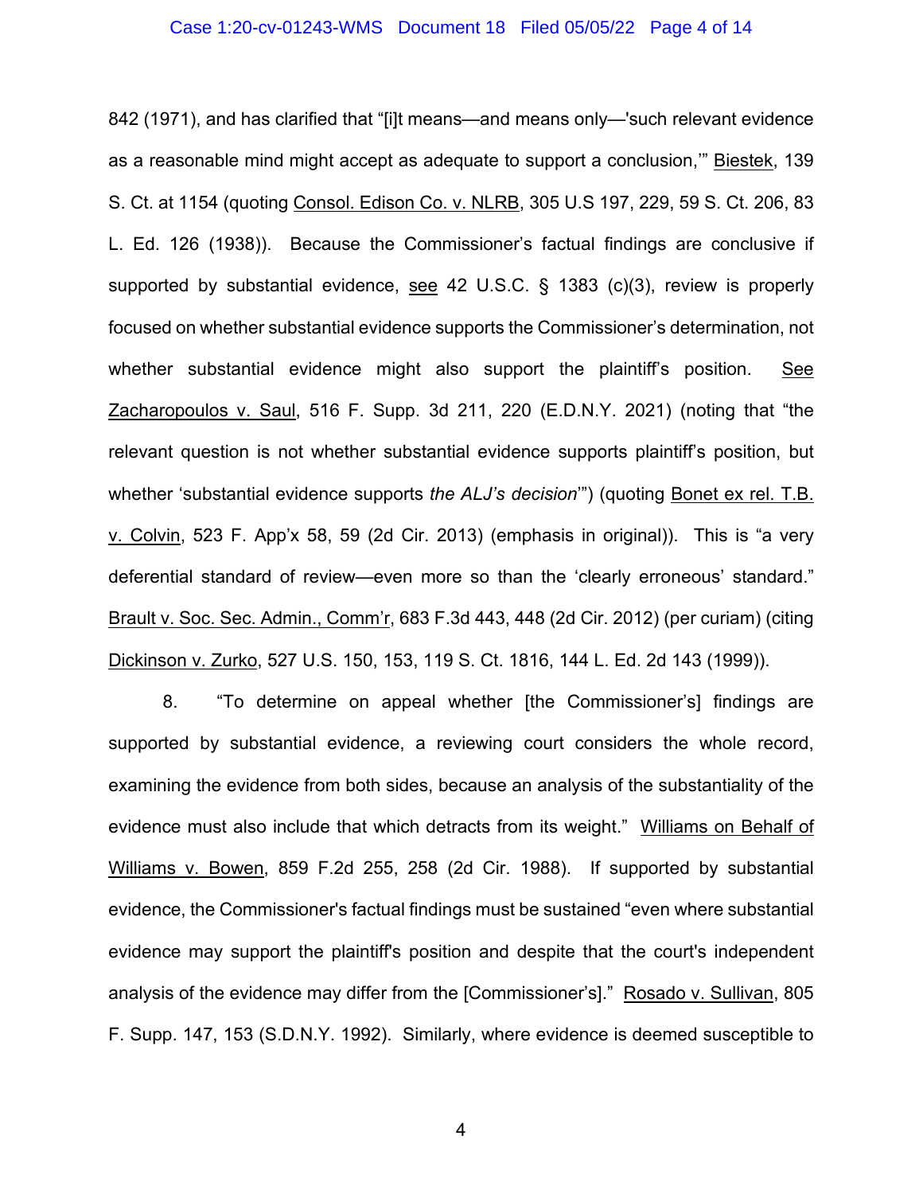842 (1971), and has clarified that "[i]t means—and means only—'such relevant evidence as a reasonable mind might accept as adequate to support a conclusion,'" Biestek, 139 S. Ct. at 1154 (quoting Consol. Edison Co. v. NLRB, 305 U.S 197, 229, 59 S. Ct. 206, 83 L. Ed. 126 (1938)). Because the Commissioner's factual findings are conclusive if supported by substantial evidence, see 42 U.S.C. § 1383 (c)(3), review is properly focused on whether substantial evidence supports the Commissioner's determination, not whether substantial evidence might also support the plaintiff's position. See Zacharopoulos v. Saul, 516 F. Supp. 3d 211, 220 (E.D.N.Y. 2021) (noting that "the relevant question is not whether substantial evidence supports plaintiff's position, but whether 'substantial evidence supports *the ALJ's decision*'") (quoting Bonet ex rel. T.B. v. Colvin, 523 F. App'x 58, 59 (2d Cir. 2013) (emphasis in original)). This is "a very deferential standard of review—even more so than the 'clearly erroneous' standard." Brault v. Soc. Sec. Admin., Comm'r, 683 F.3d 443, 448 (2d Cir. 2012) (per curiam) (citing Dickinson v. Zurko, 527 U.S. 150, 153, 119 S. Ct. 1816, 144 L. Ed. 2d 143 (1999)).

8. "To determine on appeal whether [the Commissioner's] findings are supported by substantial evidence, a reviewing court considers the whole record, examining the evidence from both sides, because an analysis of the substantiality of the evidence must also include that which detracts from its weight." Williams on Behalf of Williams v. Bowen, 859 F.2d 255, 258 (2d Cir. 1988). If supported by substantial evidence, the Commissioner's factual findings must be sustained "even where substantial evidence may support the plaintiff's position and despite that the court's independent analysis of the evidence may differ from the [Commissioner's]." Rosado v. Sullivan, 805 F. Supp. 147, 153 (S.D.N.Y. 1992). Similarly, where evidence is deemed susceptible to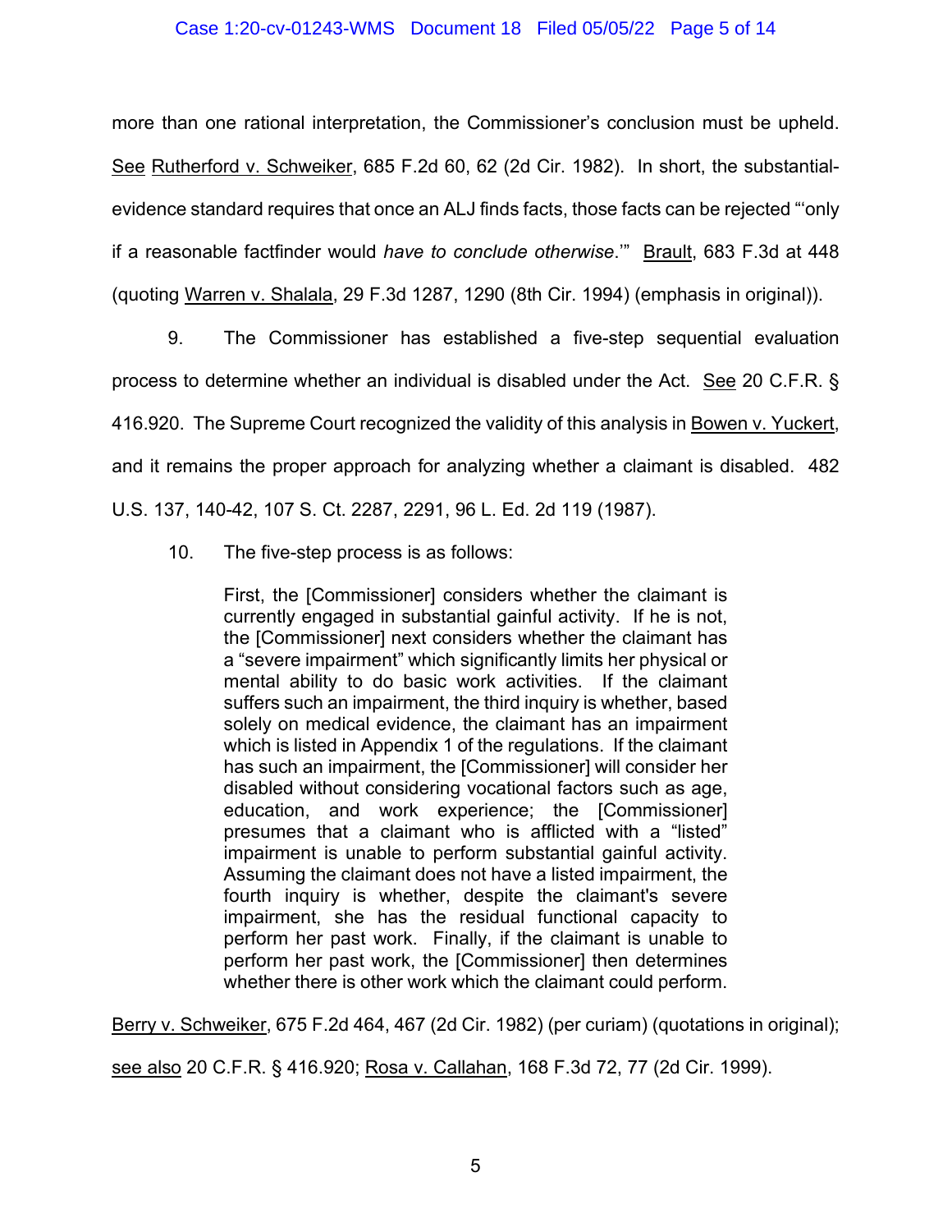more than one rational interpretation, the Commissioner's conclusion must be upheld. See Rutherford v. Schweiker, 685 F.2d 60, 62 (2d Cir. 1982). In short, the substantial-evidence standard requires that once an ALJ finds facts, those facts can be rejected "'only if a reasonable factfinder would *have to conclude otherwise*.'" Brault, 683 F.3d at 448 (quoting Warren v. Shalala, 29 F.3d 1287, 1290 (8th Cir. 1994) (emphasis in original)).

9. The Commissioner has established a five-step sequential evaluation process to determine whether an individual is disabled under the Act. See 20 C.F.R. § 416.920. The Supreme Court recognized the validity of this analysis in Bowen v. Yuckert, and it remains the proper approach for analyzing whether a claimant is disabled. 482 U.S. 137, 140-42, 107 S. Ct. 2287, 2291, 96 L. Ed. 2d 119 (1987).

10. The five-step process is as follows:

> First, the [Commissioner] considers whether the claimant is currently engaged in substantial gainful activity. If he is not, the [Commissioner] next considers whether the claimant has a "severe impairment" which significantly limits her physical or mental ability to do basic work activities. If the claimant suffers such an impairment, the third inquiry is whether, based solely on medical evidence, the claimant has an impairment which is listed in Appendix 1 of the regulations. If the claimant has such an impairment, the [Commissioner] will consider her disabled without considering vocational factors such as age, education, and work experience; the [Commissioner] presumes that a claimant who is afflicted with a "listed" impairment is unable to perform substantial gainful activity. Assuming the claimant does not have a listed impairment, the fourth inquiry is whether, despite the claimant's severe impairment, she has the residual functional capacity to perform her past work. Finally, if the claimant is unable to perform her past work, the [Commissioner] then determines whether there is other work which the claimant could perform.

Berry v. Schweiker, 675 F.2d 464, 467 (2d Cir. 1982) (per curiam) (quotations in original); see also 20 C.F.R. § 416.920; Rosa v. Callahan, 168 F.3d 72, 77 (2d Cir. 1999).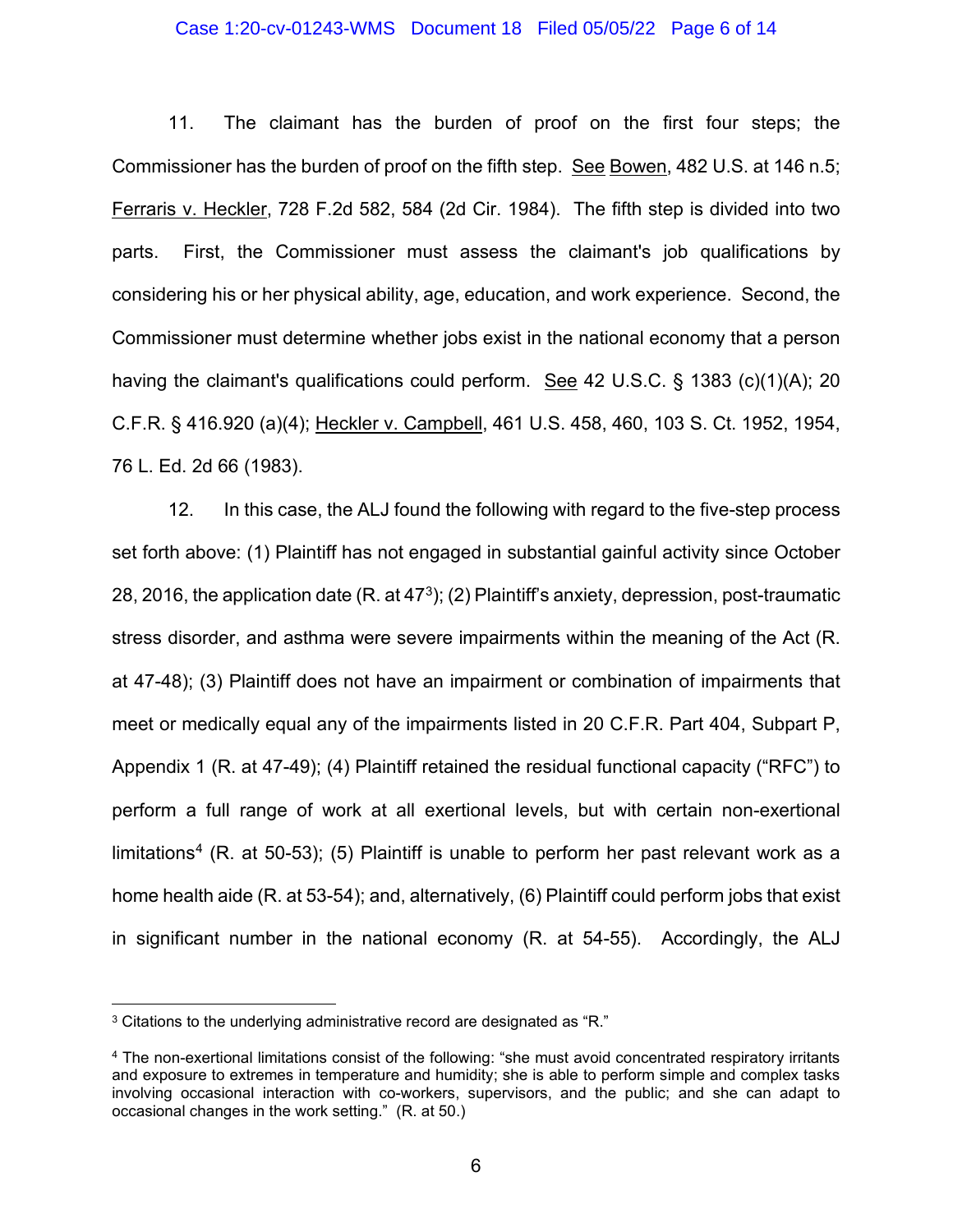11. The claimant has the burden of proof on the first four steps; the Commissioner has the burden of proof on the fifth step. See Bowen, 482 U.S. at 146 n.5; Ferraris v. Heckler, 728 F.2d 582, 584 (2d Cir. 1984). The fifth step is divided into two parts. First, the Commissioner must assess the claimant's job qualifications by considering his or her physical ability, age, education, and work experience. Second, the Commissioner must determine whether jobs exist in the national economy that a person having the claimant's qualifications could perform. See 42 U.S.C. § 1383 (c)(1)(A); 20 C.F.R. § 416.920 (a)(4); Heckler v. Campbell, 461 U.S. 458, 460, 103 S. Ct. 1952, 1954, 76 L. Ed. 2d 66 (1983).

12. In this case, the ALJ found the following with regard to the five-step process set forth above: (1) Plaintiff has not engaged in substantial gainful activity since October 28, 2016, the application date (R. at 47[3]); (2) Plaintiff's anxiety, depression, post-traumatic stress disorder, and asthma were severe impairments within the meaning of the Act (R. at 47-48); (3) Plaintiff does not have an impairment or combination of impairments that meet or medically equal any of the impairments listed in 20 C.F.R. Part 404, Subpart P, Appendix 1 (R. at 47-49); (4) Plaintiff retained the residual functional capacity ("RFC") to perform a full range of work at all exertional levels, but with certain non-exertional limitations[4] (R. at 50-53); (5) Plaintiff is unable to perform her past relevant work as a home health aide (R. at 53-54); and, alternatively, (6) Plaintiff could perform jobs that exist in significant number in the national economy (R. at 54-55). Accordingly, the ALJ

---

[3] Citations to the underlying administrative record are designated as "R."

[4] The non-exertional limitations consist of the following: "she must avoid concentrated respiratory irritants and exposure to extremes in temperature and humidity; she is able to perform simple and complex tasks involving occasional interaction with co-workers, supervisors, and the public; and she can adapt to occasional changes in the work setting." (R. at 50.)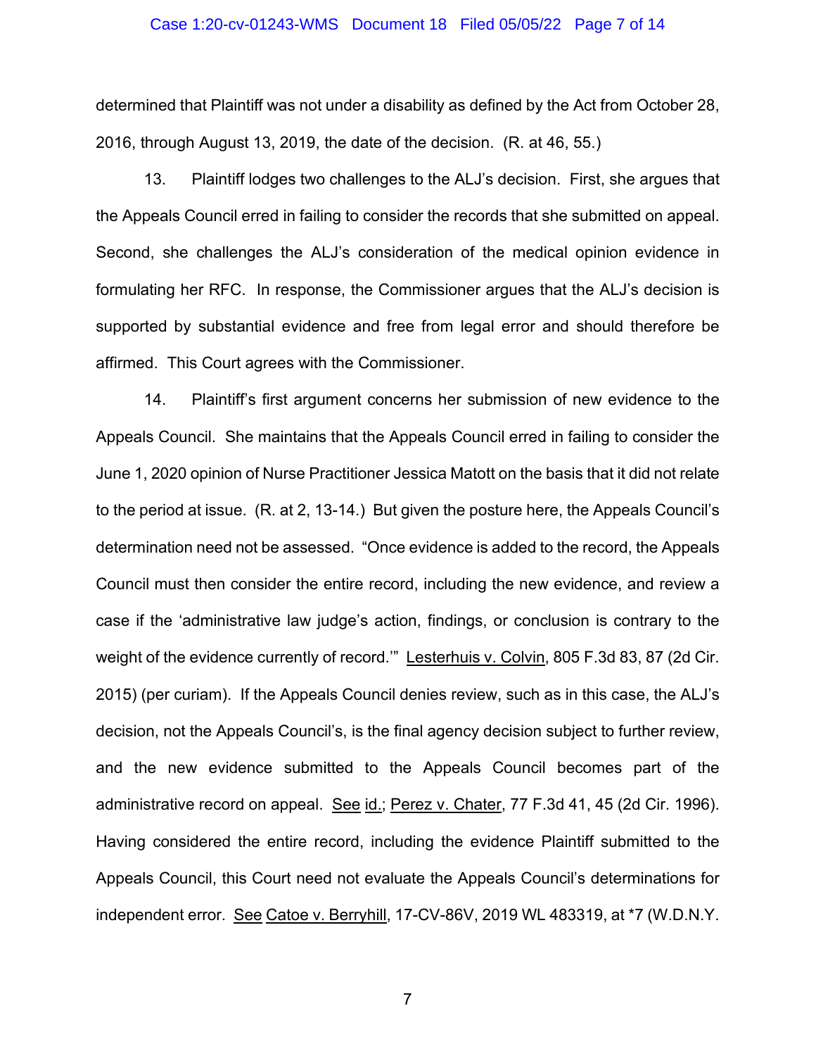determined that Plaintiff was not under a disability as defined by the Act from October 28, 2016, through August 13, 2019, the date of the decision. (R. at 46, 55.)

13. Plaintiff lodges two challenges to the ALJ's decision. First, she argues that the Appeals Council erred in failing to consider the records that she submitted on appeal. Second, she challenges the ALJ's consideration of the medical opinion evidence in formulating her RFC. In response, the Commissioner argues that the ALJ's decision is supported by substantial evidence and free from legal error and should therefore be affirmed. This Court agrees with the Commissioner.

14. Plaintiff's first argument concerns her submission of new evidence to the Appeals Council. She maintains that the Appeals Council erred in failing to consider the June 1, 2020 opinion of Nurse Practitioner Jessica Matott on the basis that it did not relate to the period at issue. (R. at 2, 13-14.) But given the posture here, the Appeals Council's determination need not be assessed. "Once evidence is added to the record, the Appeals Council must then consider the entire record, including the new evidence, and review a case if the 'administrative law judge's action, findings, or conclusion is contrary to the weight of the evidence currently of record.'" Lesterhuis v. Colvin, 805 F.3d 83, 87 (2d Cir. 2015) (per curiam). If the Appeals Council denies review, such as in this case, the ALJ's decision, not the Appeals Council's, is the final agency decision subject to further review, and the new evidence submitted to the Appeals Council becomes part of the administrative record on appeal. See id.; Perez v. Chater, 77 F.3d 41, 45 (2d Cir. 1996). Having considered the entire record, including the evidence Plaintiff submitted to the Appeals Council, this Court need not evaluate the Appeals Council's determinations for independent error. See Catoe v. Berryhill, 17-CV-86V, 2019 WL 483319, at *7 (W.D.N.Y.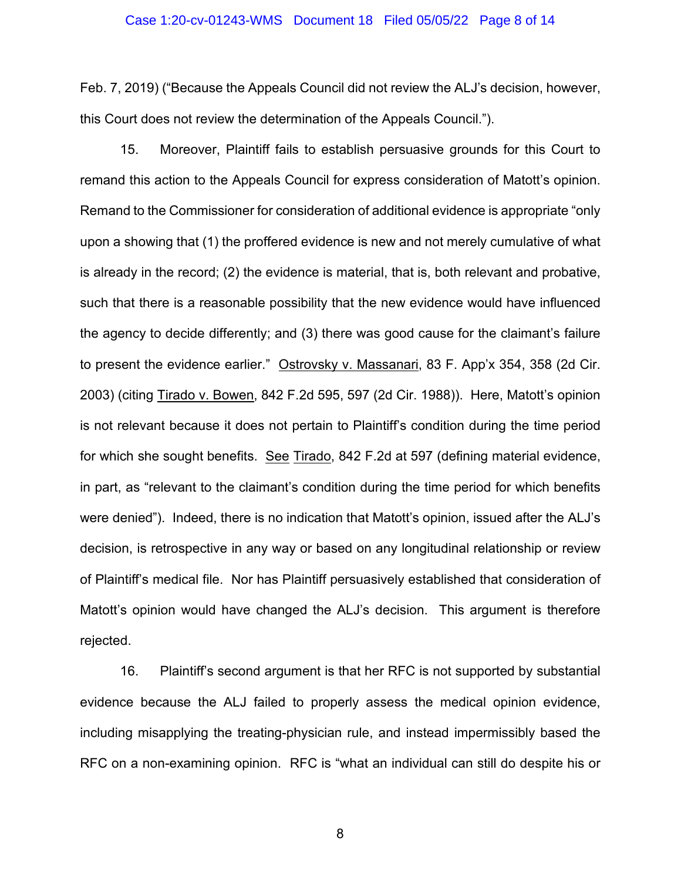Feb. 7, 2019) ("Because the Appeals Council did not review the ALJ's decision, however, this Court does not review the determination of the Appeals Council.").

15. Moreover, Plaintiff fails to establish persuasive grounds for this Court to remand this action to the Appeals Council for express consideration of Matott's opinion. Remand to the Commissioner for consideration of additional evidence is appropriate "only upon a showing that (1) the proffered evidence is new and not merely cumulative of what is already in the record; (2) the evidence is material, that is, both relevant and probative, such that there is a reasonable possibility that the new evidence would have influenced the agency to decide differently; and (3) there was good cause for the claimant's failure to present the evidence earlier." Ostrovsky v. Massanari, 83 F. App'x 354, 358 (2d Cir. 2003) (citing Tirado v. Bowen, 842 F.2d 595, 597 (2d Cir. 1988)). Here, Matott's opinion is not relevant because it does not pertain to Plaintiff's condition during the time period for which she sought benefits. See Tirado, 842 F.2d at 597 (defining material evidence, in part, as "relevant to the claimant's condition during the time period for which benefits were denied"). Indeed, there is no indication that Matott's opinion, issued after the ALJ's decision, is retrospective in any way or based on any longitudinal relationship or review of Plaintiff's medical file. Nor has Plaintiff persuasively established that consideration of Matott's opinion would have changed the ALJ's decision. This argument is therefore rejected.

16. Plaintiff's second argument is that her RFC is not supported by substantial evidence because the ALJ failed to properly assess the medical opinion evidence, including misapplying the treating-physician rule, and instead impermissibly based the RFC on a non-examining opinion. RFC is "what an individual can still do despite his or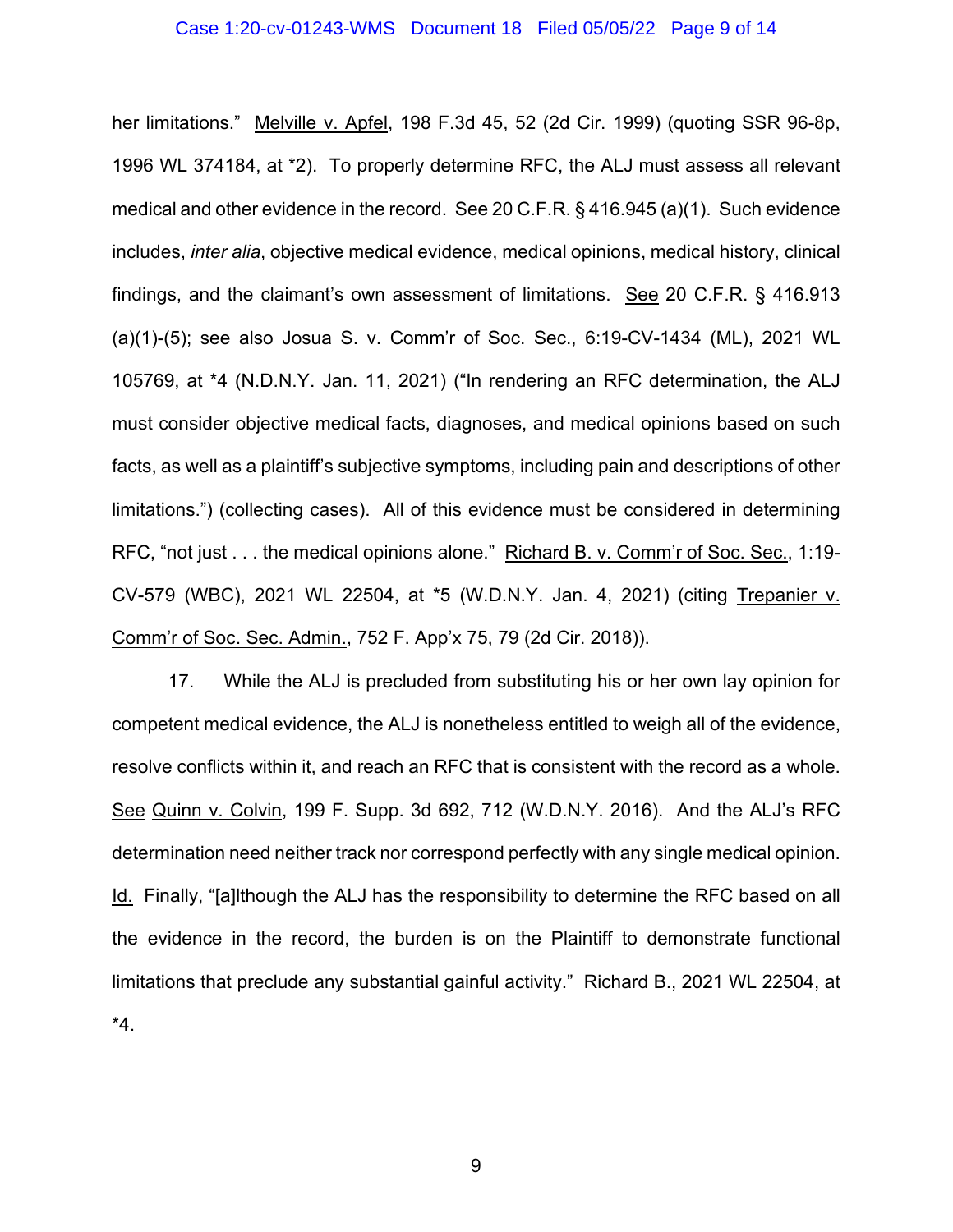her limitations." Melville v. Apfel, 198 F.3d 45, 52 (2d Cir. 1999) (quoting SSR 96-8p, 1996 WL 374184, at *2). To properly determine RFC, the ALJ must assess all relevant medical and other evidence in the record. See 20 C.F.R. § 416.945 (a)(1). Such evidence includes, *inter alia*, objective medical evidence, medical opinions, medical history, clinical findings, and the claimant's own assessment of limitations. See 20 C.F.R. § 416.913 (a)(1)-(5); see also Josua S. v. Comm'r of Soc. Sec., 6:19-CV-1434 (ML), 2021 WL 105769, at *4 (N.D.N.Y. Jan. 11, 2021) ("In rendering an RFC determination, the ALJ must consider objective medical facts, diagnoses, and medical opinions based on such facts, as well as a plaintiff's subjective symptoms, including pain and descriptions of other limitations.") (collecting cases). All of this evidence must be considered in determining RFC, "not just . . . the medical opinions alone." Richard B. v. Comm'r of Soc. Sec., 1:19-CV-579 (WBC), 2021 WL 22504, at *5 (W.D.N.Y. Jan. 4, 2021) (citing Trepanier v. Comm'r of Soc. Sec. Admin., 752 F. App'x 75, 79 (2d Cir. 2018)).

17. While the ALJ is precluded from substituting his or her own lay opinion for competent medical evidence, the ALJ is nonetheless entitled to weigh all of the evidence, resolve conflicts within it, and reach an RFC that is consistent with the record as a whole. See Quinn v. Colvin, 199 F. Supp. 3d 692, 712 (W.D.N.Y. 2016). And the ALJ's RFC determination need neither track nor correspond perfectly with any single medical opinion. Id. Finally, "[a]lthough the ALJ has the responsibility to determine the RFC based on all the evidence in the record, the burden is on the Plaintiff to demonstrate functional limitations that preclude any substantial gainful activity." Richard B., 2021 WL 22504, at *4.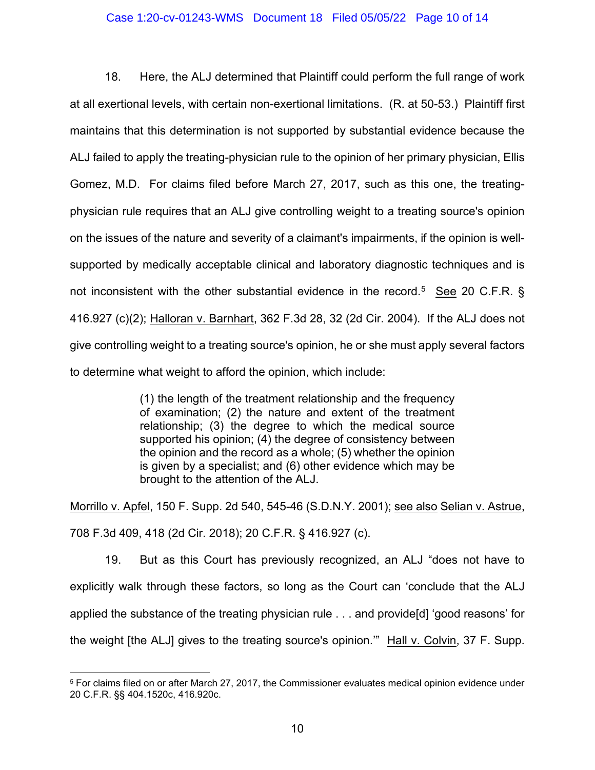18. Here, the ALJ determined that Plaintiff could perform the full range of work at all exertional levels, with certain non-exertional limitations. (R. at 50-53.) Plaintiff first maintains that this determination is not supported by substantial evidence because the ALJ failed to apply the treating-physician rule to the opinion of her primary physician, Ellis Gomez, M.D. For claims filed before March 27, 2017, such as this one, the treating-physician rule requires that an ALJ give controlling weight to a treating source's opinion on the issues of the nature and severity of a claimant's impairments, if the opinion is well-supported by medically acceptable clinical and laboratory diagnostic techniques and is not inconsistent with the other substantial evidence in the record.[5] See 20 C.F.R. § 416.927 (c)(2); Halloran v. Barnhart, 362 F.3d 28, 32 (2d Cir. 2004). If the ALJ does not give controlling weight to a treating source's opinion, he or she must apply several factors to determine what weight to afford the opinion, which include:

> (1) the length of the treatment relationship and the frequency of examination; (2) the nature and extent of the treatment relationship; (3) the degree to which the medical source supported his opinion; (4) the degree of consistency between the opinion and the record as a whole; (5) whether the opinion is given by a specialist; and (6) other evidence which may be brought to the attention of the ALJ.

Morrillo v. Apfel, 150 F. Supp. 2d 540, 545-46 (S.D.N.Y. 2001); see also Selian v. Astrue, 708 F.3d 409, 418 (2d Cir. 2018); 20 C.F.R. § 416.927 (c).

19. But as this Court has previously recognized, an ALJ "does not have to explicitly walk through these factors, so long as the Court can 'conclude that the ALJ applied the substance of the treating physician rule . . . and provide[d] 'good reasons' for the weight [the ALJ] gives to the treating source's opinion.'" Hall v. Colvin, 37 F. Supp.

---

[5] For claims filed on or after March 27, 2017, the Commissioner evaluates medical opinion evidence under 20 C.F.R. §§ 404.1520c, 416.920c.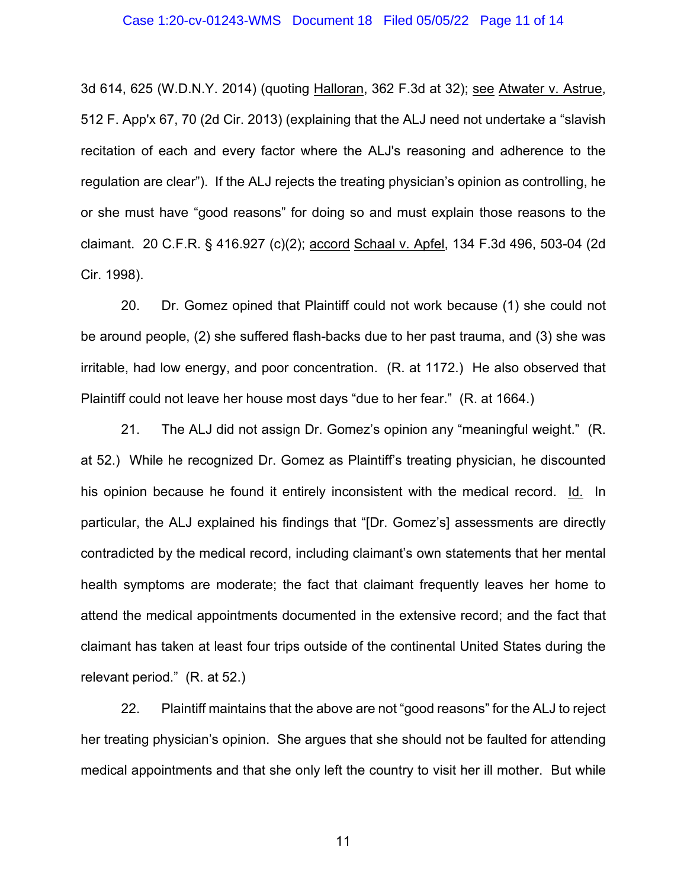3d 614, 625 (W.D.N.Y. 2014) (quoting Halloran, 362 F.3d at 32); see Atwater v. Astrue, 512 F. App'x 67, 70 (2d Cir. 2013) (explaining that the ALJ need not undertake a "slavish recitation of each and every factor where the ALJ's reasoning and adherence to the regulation are clear"). If the ALJ rejects the treating physician's opinion as controlling, he or she must have "good reasons" for doing so and must explain those reasons to the claimant. 20 C.F.R. § 416.927 (c)(2); accord Schaal v. Apfel, 134 F.3d 496, 503-04 (2d Cir. 1998).

20. Dr. Gomez opined that Plaintiff could not work because (1) she could not be around people, (2) she suffered flash-backs due to her past trauma, and (3) she was irritable, had low energy, and poor concentration. (R. at 1172.) He also observed that Plaintiff could not leave her house most days "due to her fear." (R. at 1664.)

21. The ALJ did not assign Dr. Gomez's opinion any "meaningful weight." (R. at 52.) While he recognized Dr. Gomez as Plaintiff's treating physician, he discounted his opinion because he found it entirely inconsistent with the medical record. Id. In particular, the ALJ explained his findings that "[Dr. Gomez's] assessments are directly contradicted by the medical record, including claimant's own statements that her mental health symptoms are moderate; the fact that claimant frequently leaves her home to attend the medical appointments documented in the extensive record; and the fact that claimant has taken at least four trips outside of the continental United States during the relevant period." (R. at 52.)

22. Plaintiff maintains that the above are not "good reasons" for the ALJ to reject her treating physician's opinion. She argues that she should not be faulted for attending medical appointments and that she only left the country to visit her ill mother. But while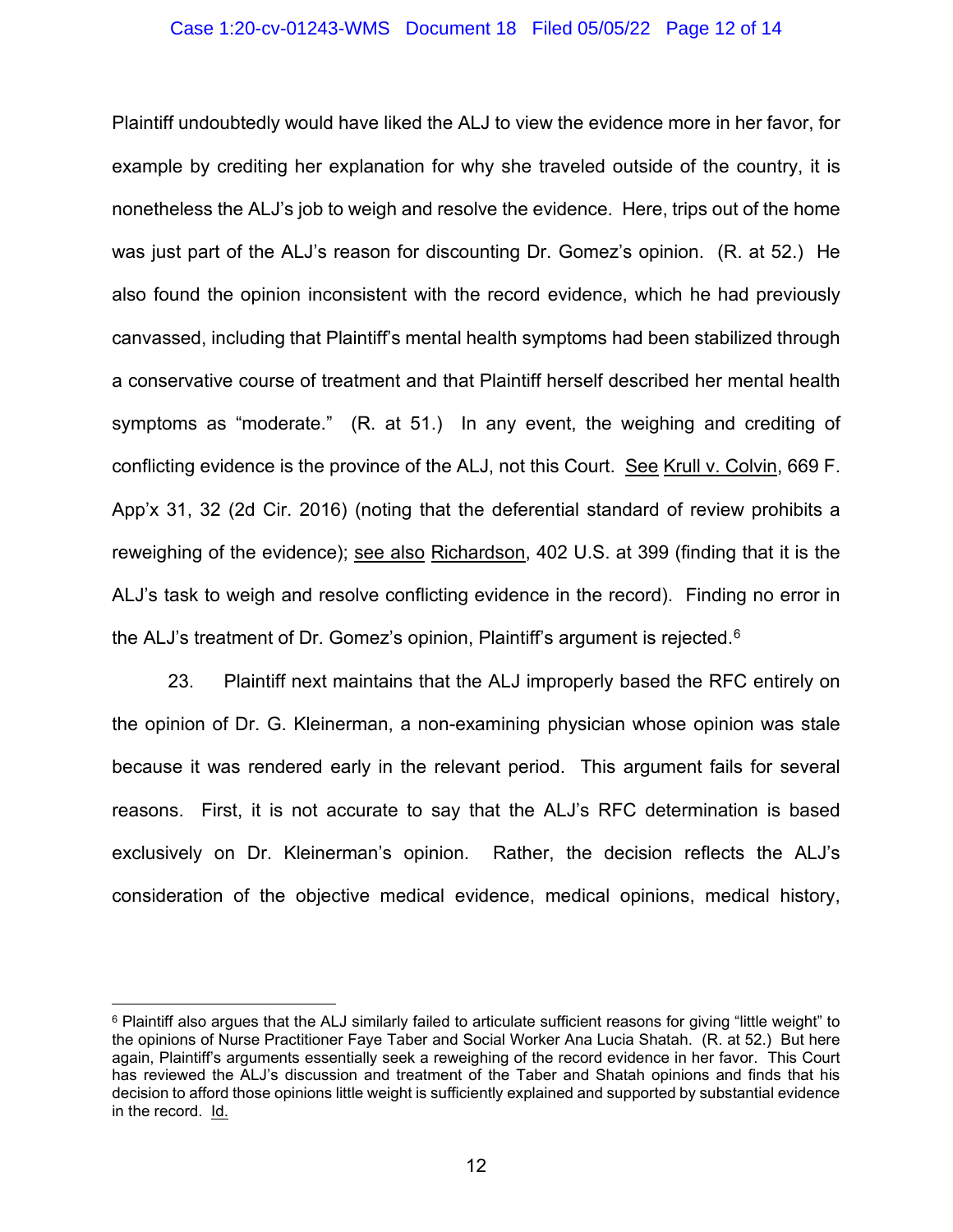Plaintiff undoubtedly would have liked the ALJ to view the evidence more in her favor, for example by crediting her explanation for why she traveled outside of the country, it is nonetheless the ALJ's job to weigh and resolve the evidence. Here, trips out of the home was just part of the ALJ's reason for discounting Dr. Gomez's opinion. (R. at 52.) He also found the opinion inconsistent with the record evidence, which he had previously canvassed, including that Plaintiff's mental health symptoms had been stabilized through a conservative course of treatment and that Plaintiff herself described her mental health symptoms as "moderate." (R. at 51.) In any event, the weighing and crediting of conflicting evidence is the province of the ALJ, not this Court. See Krull v. Colvin, 669 F. App'x 31, 32 (2d Cir. 2016) (noting that the deferential standard of review prohibits a reweighing of the evidence); see also Richardson, 402 U.S. at 399 (finding that it is the ALJ's task to weigh and resolve conflicting evidence in the record). Finding no error in the ALJ's treatment of Dr. Gomez's opinion, Plaintiff's argument is rejected.[6]

23. Plaintiff next maintains that the ALJ improperly based the RFC entirely on the opinion of Dr. G. Kleinerman, a non-examining physician whose opinion was stale because it was rendered early in the relevant period. This argument fails for several reasons. First, it is not accurate to say that the ALJ's RFC determination is based exclusively on Dr. Kleinerman's opinion. Rather, the decision reflects the ALJ's consideration of the objective medical evidence, medical opinions, medical history,

---

[6] Plaintiff also argues that the ALJ similarly failed to articulate sufficient reasons for giving "little weight" to the opinions of Nurse Practitioner Faye Taber and Social Worker Ana Lucia Shatah. (R. at 52.) But here again, Plaintiff's arguments essentially seek a reweighing of the record evidence in her favor. This Court has reviewed the ALJ's discussion and treatment of the Taber and Shatah opinions and finds that his decision to afford those opinions little weight is sufficiently explained and supported by substantial evidence in the record. Id.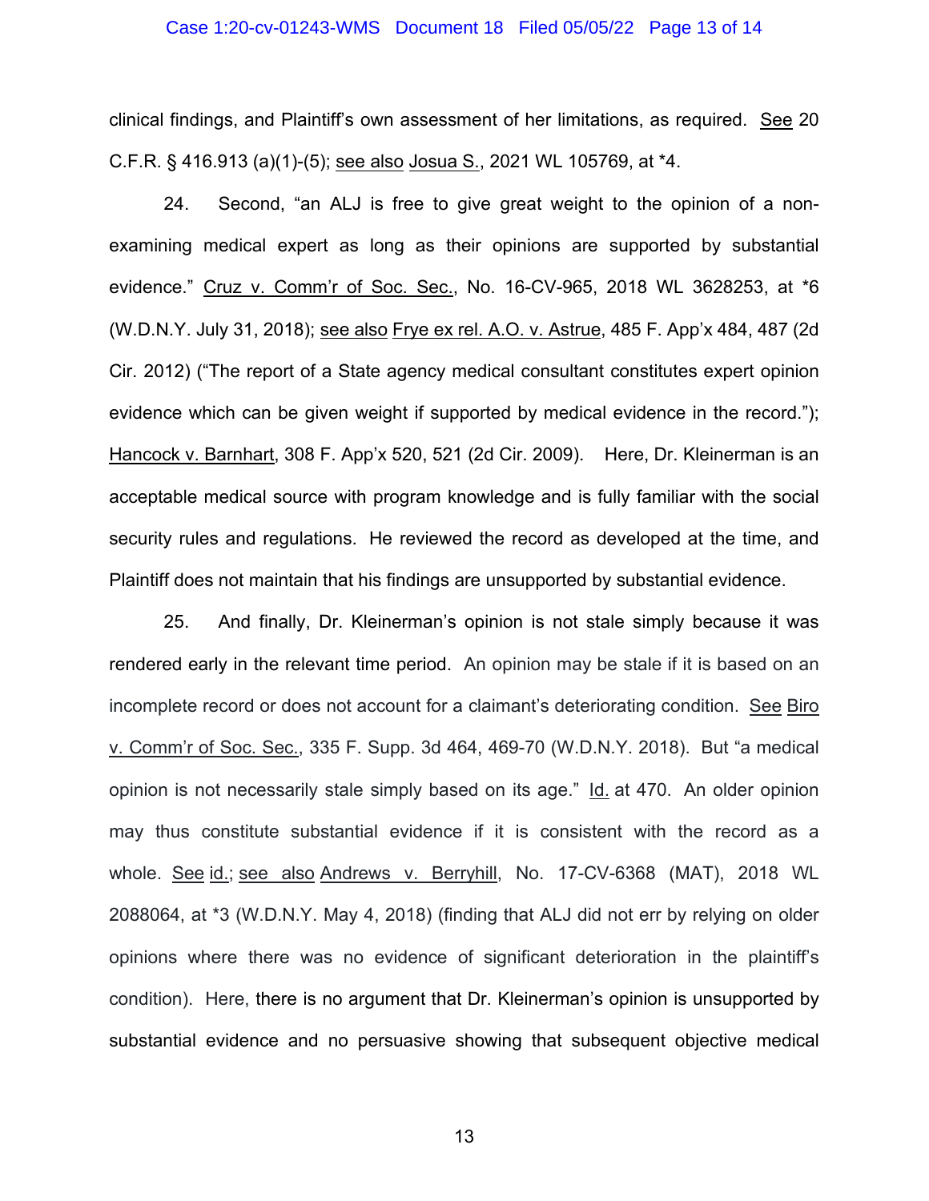clinical findings, and Plaintiff's own assessment of her limitations, as required. See 20 C.F.R. § 416.913 (a)(1)-(5); see also Josua S., 2021 WL 105769, at *4.

24. Second, "an ALJ is free to give great weight to the opinion of a non-examining medical expert as long as their opinions are supported by substantial evidence." Cruz v. Comm'r of Soc. Sec., No. 16-CV-965, 2018 WL 3628253, at *6 (W.D.N.Y. July 31, 2018); see also Frye ex rel. A.O. v. Astrue, 485 F. App'x 484, 487 (2d Cir. 2012) ("The report of a State agency medical consultant constitutes expert opinion evidence which can be given weight if supported by medical evidence in the record."); Hancock v. Barnhart, 308 F. App'x 520, 521 (2d Cir. 2009). Here, Dr. Kleinerman is an acceptable medical source with program knowledge and is fully familiar with the social security rules and regulations. He reviewed the record as developed at the time, and Plaintiff does not maintain that his findings are unsupported by substantial evidence.

25. And finally, Dr. Kleinerman's opinion is not stale simply because it was rendered early in the relevant time period. An opinion may be stale if it is based on an incomplete record or does not account for a claimant's deteriorating condition. See Biro v. Comm'r of Soc. Sec., 335 F. Supp. 3d 464, 469-70 (W.D.N.Y. 2018). But "a medical opinion is not necessarily stale simply based on its age." Id. at 470. An older opinion may thus constitute substantial evidence if it is consistent with the record as a whole. See id.; see also Andrews v. Berryhill, No. 17-CV-6368 (MAT), 2018 WL 2088064, at *3 (W.D.N.Y. May 4, 2018) (finding that ALJ did not err by relying on older opinions where there was no evidence of significant deterioration in the plaintiff's condition). Here, there is no argument that Dr. Kleinerman's opinion is unsupported by substantial evidence and no persuasive showing that subsequent objective medical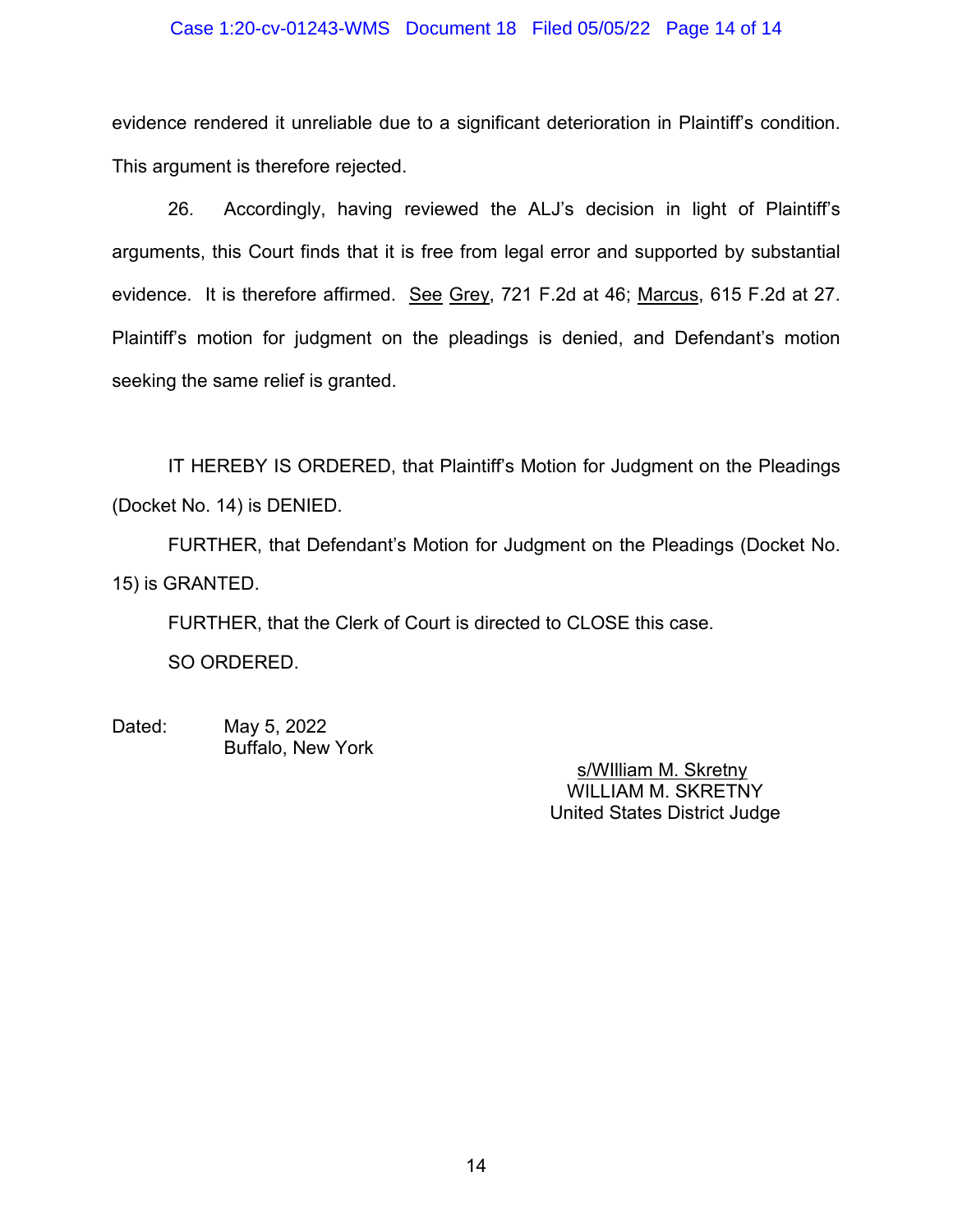evidence rendered it unreliable due to a significant deterioration in Plaintiff's condition. This argument is therefore rejected.

26. Accordingly, having reviewed the ALJ's decision in light of Plaintiff's arguments, this Court finds that it is free from legal error and supported by substantial evidence. It is therefore affirmed. See Grey, 721 F.2d at 46; Marcus, 615 F.2d at 27. Plaintiff's motion for judgment on the pleadings is denied, and Defendant's motion seeking the same relief is granted.

IT HEREBY IS ORDERED, that Plaintiff's Motion for Judgment on the Pleadings (Docket No. 14) is DENIED.

FURTHER, that Defendant's Motion for Judgment on the Pleadings (Docket No. 15) is GRANTED.

FURTHER, that the Clerk of Court is directed to CLOSE this case.

SO ORDERED.

Dated: May 5, 2022
Buffalo, New York

s/WIlliam M. Skretny
WILLIAM M. SKRETNY
United States District Judge